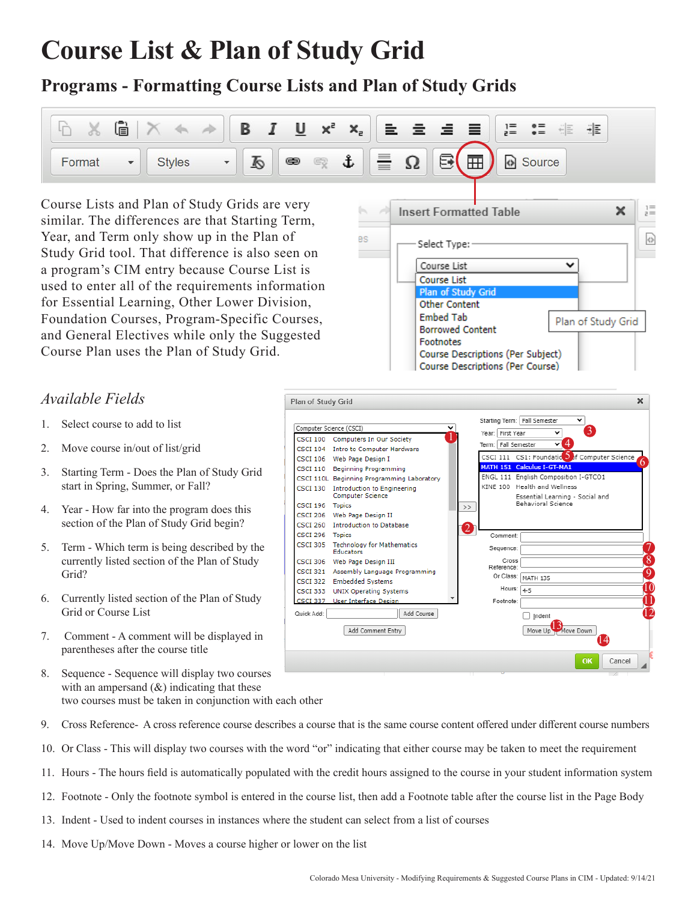# Course List & Plan of Study Grid

## Programs - Formatting Course Lists and Plan of Study Grids

Course Lists and Plan of Study Grids are very similar. The differences are that Starting Term, Year, and Term only show up in the Plan of Study Grid tool. That difference is also seen on a program's CIM entry because Course List is used to enter all of the requirements information for Essential Learning, Other Lower Division, Foundation Courses, Program-Specific Courses, and General Electives while only the Suggested Course Plan uses the Plan of Study Grid.

### *Available Fields*

1. Select course to add to list
2. Move course in/out of list/grid
3. Starting Term - Does the Plan of Study Grid start in Spring, Summer, or Fall?
4. Year - How far into the program does this section of the Plan of Study Grid begin?
5. Term - Which term is being described by the currently listed section of the Plan of Study Grid?
6. Currently listed section of the Plan of Study Grid or Course List
7. Comment - A comment will be displayed in parentheses after the course title
8. Sequence - Sequence will display two courses with an ampersand (&) indicating that these two courses must be taken in conjunction with each other
9. Cross Reference- A cross reference course describes a course that is the same course content offered under different course numbers
10. Or Class - This will display two courses with the word "or" indicating that either course may be taken to meet the requirement
11. Hours - The hours field is automatically populated with the credit hours assigned to the course in your student information system
12. Footnote - Only the footnote symbol is entered in the course list, then add a Footnote table after the course list in the Page Body
13. Indent - Used to indent courses in instances where the student can select from a list of courses
14. Move Up/Move Down - Moves a course higher or lower on the list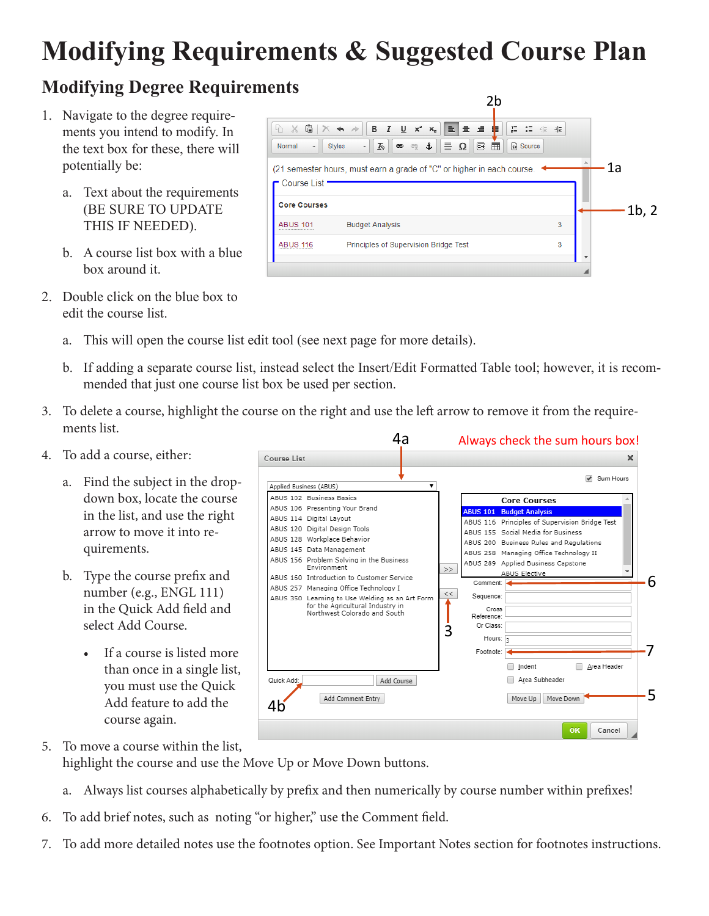# Modifying Requirements & Suggested Course Plan

## Modifying Degree Requirements

1. Navigate to the degree requirements you intend to modify. In the text box for these, there will potentially be:

   a. Text about the requirements (BE SURE TO UPDATE THIS IF NEEDED).

   b. A course list box with a blue box around it.

2. Double click on the blue box to edit the course list.

   a. This will open the course list edit tool (see next page for more details).

   b. If adding a separate course list, instead select the Insert/Edit Formatted Table tool; however, it is recommended that just one course list box be used per section.

3. To delete a course, highlight the course on the right and use the left arrow to remove it from the requirements list.

4. To add a course, either:

   a. Find the subject in the drop-down box, locate the course in the list, and use the right arrow to move it into requirements.

   b. Type the course prefix and number (e.g., ENGL 111) in the Quick Add field and select Add Course.

      - If a course is listed more than once in a single list, you must use the Quick Add feature to add the course again.

Always check the sum hours box!

5. To move a course within the list, highlight the course and use the Move Up or Move Down buttons.

   a. Always list courses alphabetically by prefix and then numerically by course number within prefixes!

6. To add brief notes, such as noting "or higher," use the Comment field.

7. To add more detailed notes use the footnotes option. See Important Notes section for footnotes instructions.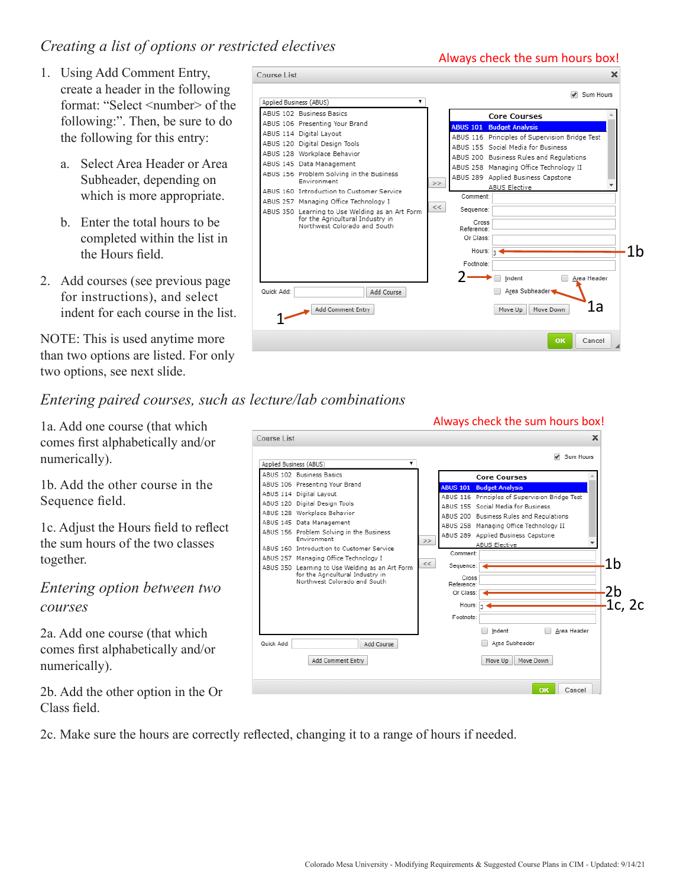## *Creating a list of options or restricted electives*

1. Using Add Comment Entry, create a header in the following format: "Select <number> of the following:". Then, be sure to do the following for this entry:
   a. Select Area Header or Area Subheader, depending on which is more appropriate.
   b. Enter the total hours to be completed within the list in the Hours field.
2. Add courses (see previous page for instructions), and select indent for each course in the list.

NOTE: This is used anytime more than two options are listed. For only two options, see next slide.

Always check the sum hours box!

## *Entering paired courses, such as lecture/lab combinations*

1a. Add one course (that which comes first alphabetically and/or numerically).

1b. Add the other course in the Sequence field.

1c. Adjust the Hours field to reflect the sum hours of the two classes together.

## *Entering option between two courses*

2a. Add one course (that which comes first alphabetically and/or numerically).

2b. Add the other option in the Or Class field.

2c. Make sure the hours are correctly reflected, changing it to a range of hours if needed.

Always check the sum hours box!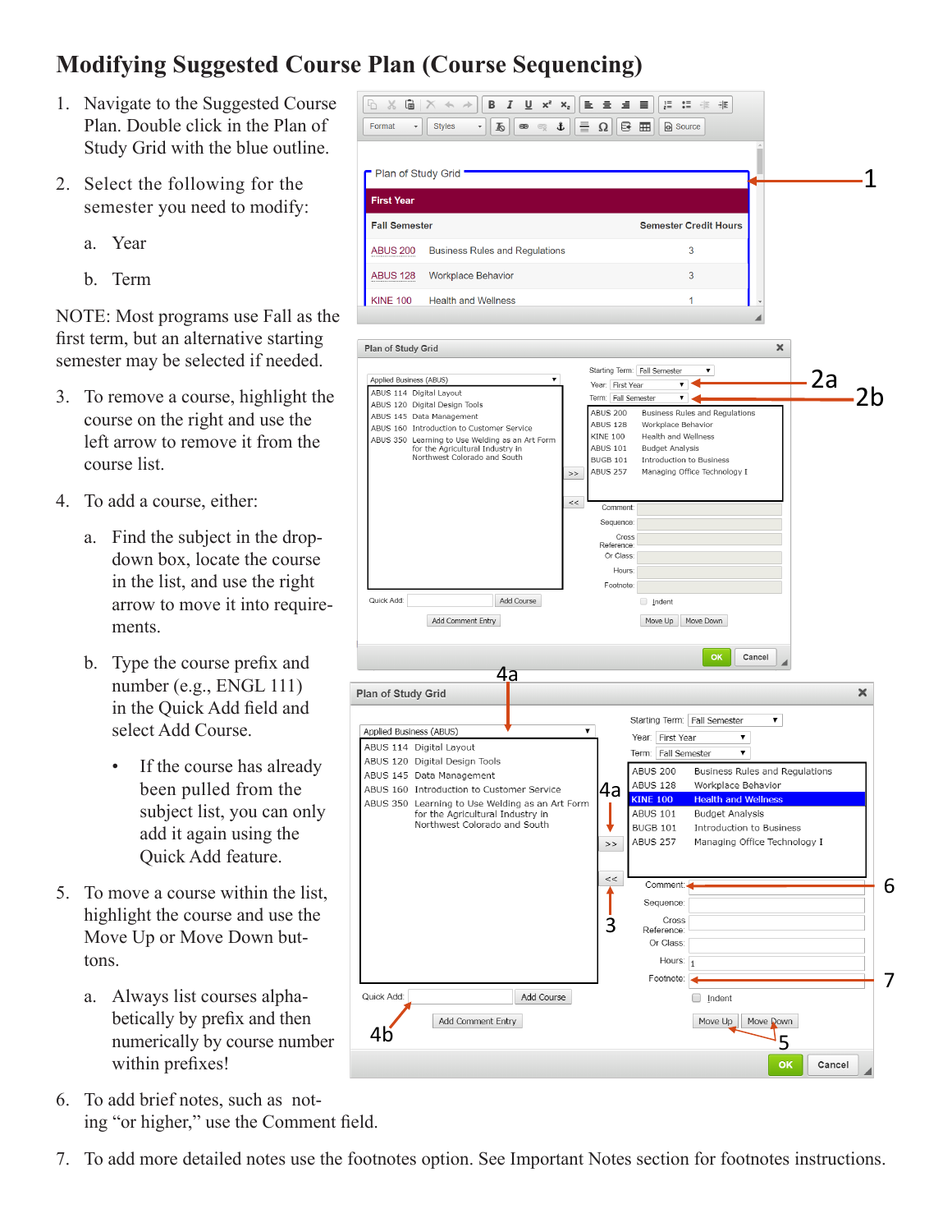# Modifying Suggested Course Plan (Course Sequencing)

1. Navigate to the Suggested Course Plan. Double click in the Plan of Study Grid with the blue outline.

2. Select the following for the semester you need to modify:

   a. Year

   b. Term

NOTE: Most programs use Fall as the first term, but an alternative starting semester may be selected if needed.

3. To remove a course, highlight the course on the right and use the left arrow to remove it from the course list.

4. To add a course, either:

   a. Find the subject in the drop-down box, locate the course in the list, and use the right arrow to move it into requirements.

   b. Type the course prefix and number (e.g., ENGL 111) in the Quick Add field and select Add Course.

      - If the course has already been pulled from the subject list, you can only add it again using the Quick Add feature.

5. To move a course within the list, highlight the course and use the Move Up or Move Down buttons.

   a. Always list courses alphabetically by prefix and then numerically by course number within prefixes!

6. To add brief notes, such as noting "or higher," use the Comment field.

7. To add more detailed notes use the footnotes option. See Important Notes section for footnotes instructions.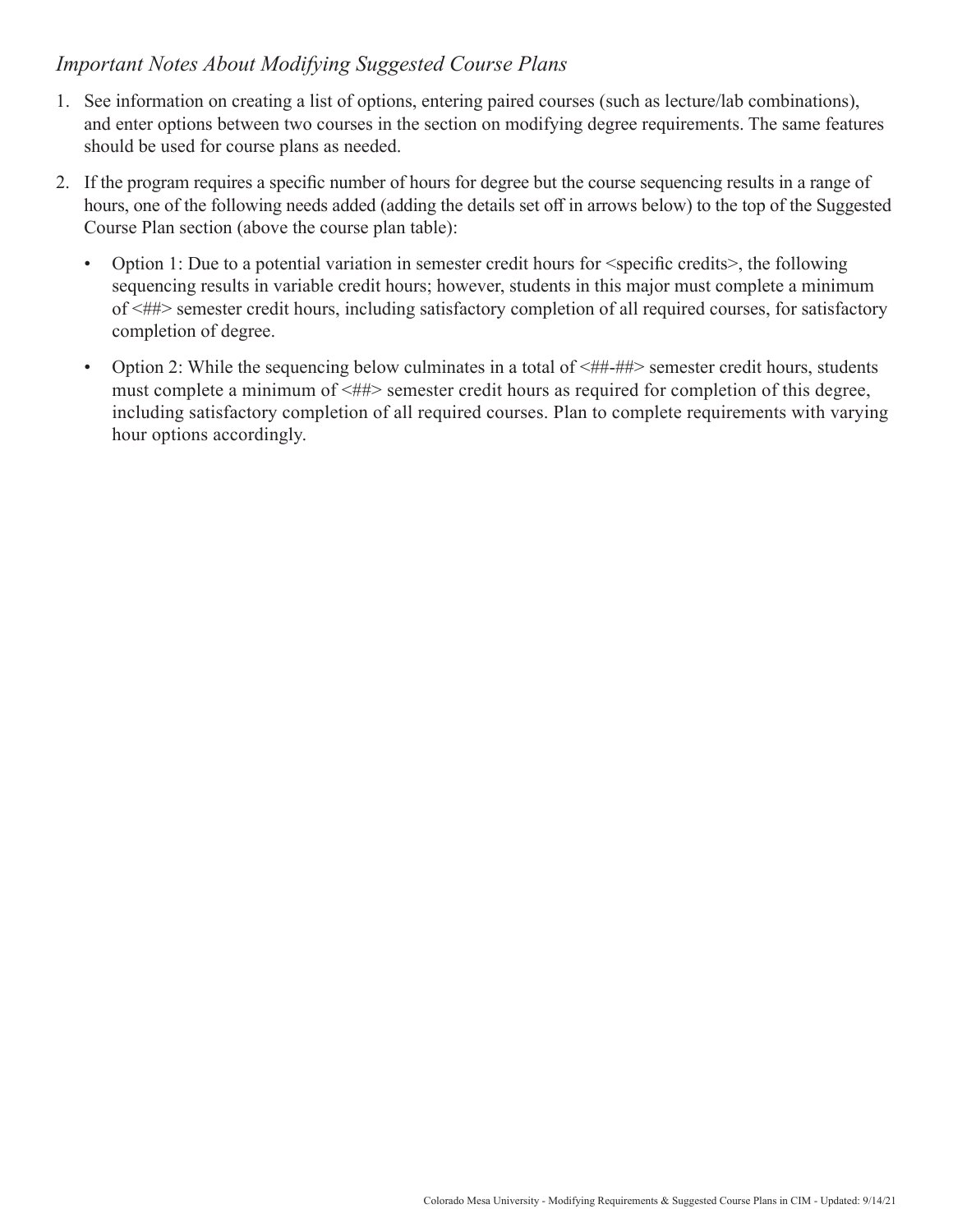*Important Notes About Modifying Suggested Course Plans*

1. See information on creating a list of options, entering paired courses (such as lecture/lab combinations), and enter options between two courses in the section on modifying degree requirements. The same features should be used for course plans as needed.

2. If the program requires a specific number of hours for degree but the course sequencing results in a range of hours, one of the following needs added (adding the details set off in arrows below) to the top of the Suggested Course Plan section (above the course plan table):

   - Option 1: Due to a potential variation in semester credit hours for <specific credits>, the following sequencing results in variable credit hours; however, students in this major must complete a minimum of <##> semester credit hours, including satisfactory completion of all required courses, for satisfactory completion of degree.

   - Option 2: While the sequencing below culminates in a total of <##-##> semester credit hours, students must complete a minimum of <##> semester credit hours as required for completion of this degree, including satisfactory completion of all required courses. Plan to complete requirements with varying hour options accordingly.